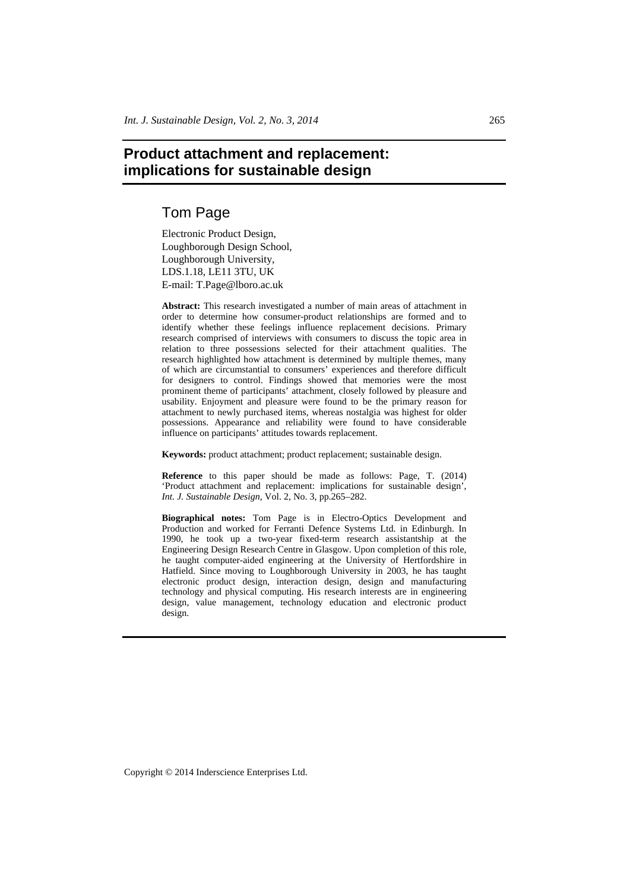# Product attachment and replacement: implications for sustainable design

## Tom Page

Electronic Product Design,
Loughborough Design School,
Loughborough University,
LDS.1.18, LE11 3TU, UK
E-mail: T.Page@lboro.ac.uk

**Abstract:** This research investigated a number of main areas of attachment in order to determine how consumer-product relationships are formed and to identify whether these feelings influence replacement decisions. Primary research comprised of interviews with consumers to discuss the topic area in relation to three possessions selected for their attachment qualities. The research highlighted how attachment is determined by multiple themes, many of which are circumstantial to consumers' experiences and therefore difficult for designers to control. Findings showed that memories were the most prominent theme of participants' attachment, closely followed by pleasure and usability. Enjoyment and pleasure were found to be the primary reason for attachment to newly purchased items, whereas nostalgia was highest for older possessions. Appearance and reliability were found to have considerable influence on participants' attitudes towards replacement.

**Keywords:** product attachment; product replacement; sustainable design.

**Reference** to this paper should be made as follows: Page, T. (2014) 'Product attachment and replacement: implications for sustainable design', *Int. J. Sustainable Design*, Vol. 2, No. 3, pp.265–282.

**Biographical notes:** Tom Page is in Electro-Optics Development and Production and worked for Ferranti Defence Systems Ltd. in Edinburgh. In 1990, he took up a two-year fixed-term research assistantship at the Engineering Design Research Centre in Glasgow. Upon completion of this role, he taught computer-aided engineering at the University of Hertfordshire in Hatfield. Since moving to Loughborough University in 2003, he has taught electronic product design, interaction design, design and manufacturing technology and physical computing. His research interests are in engineering design, value management, technology education and electronic product design.

Copyright © 2014 Inderscience Enterprises Ltd.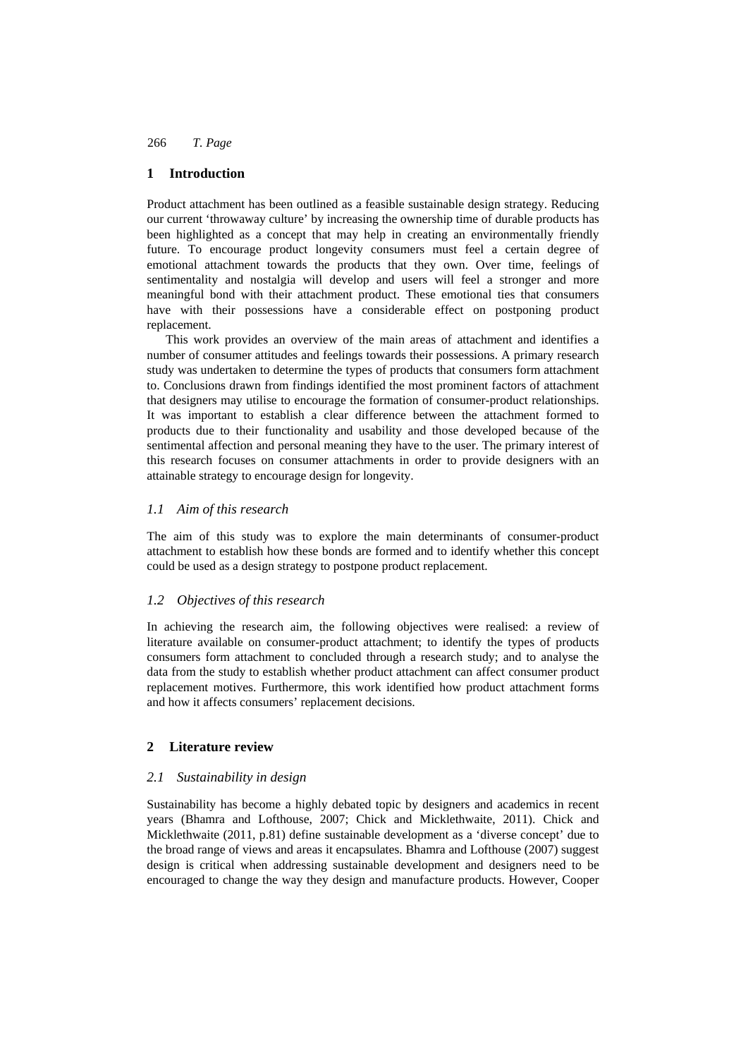## 1 Introduction

Product attachment has been outlined as a feasible sustainable design strategy. Reducing our current 'throwaway culture' by increasing the ownership time of durable products has been highlighted as a concept that may help in creating an environmentally friendly future. To encourage product longevity consumers must feel a certain degree of emotional attachment towards the products that they own. Over time, feelings of sentimentality and nostalgia will develop and users will feel a stronger and more meaningful bond with their attachment product. These emotional ties that consumers have with their possessions have a considerable effect on postponing product replacement.

This work provides an overview of the main areas of attachment and identifies a number of consumer attitudes and feelings towards their possessions. A primary research study was undertaken to determine the types of products that consumers form attachment to. Conclusions drawn from findings identified the most prominent factors of attachment that designers may utilise to encourage the formation of consumer-product relationships. It was important to establish a clear difference between the attachment formed to products due to their functionality and usability and those developed because of the sentimental affection and personal meaning they have to the user. The primary interest of this research focuses on consumer attachments in order to provide designers with an attainable strategy to encourage design for longevity.

### 1.1 Aim of this research

The aim of this study was to explore the main determinants of consumer-product attachment to establish how these bonds are formed and to identify whether this concept could be used as a design strategy to postpone product replacement.

### 1.2 Objectives of this research

In achieving the research aim, the following objectives were realised: a review of literature available on consumer-product attachment; to identify the types of products consumers form attachment to concluded through a research study; and to analyse the data from the study to establish whether product attachment can affect consumer product replacement motives. Furthermore, this work identified how product attachment forms and how it affects consumers' replacement decisions.

## 2 Literature review

### 2.1 Sustainability in design

Sustainability has become a highly debated topic by designers and academics in recent years (Bhamra and Lofthouse, 2007; Chick and Micklethwaite, 2011). Chick and Micklethwaite (2011, p.81) define sustainable development as a 'diverse concept' due to the broad range of views and areas it encapsulates. Bhamra and Lofthouse (2007) suggest design is critical when addressing sustainable development and designers need to be encouraged to change the way they design and manufacture products. However, Cooper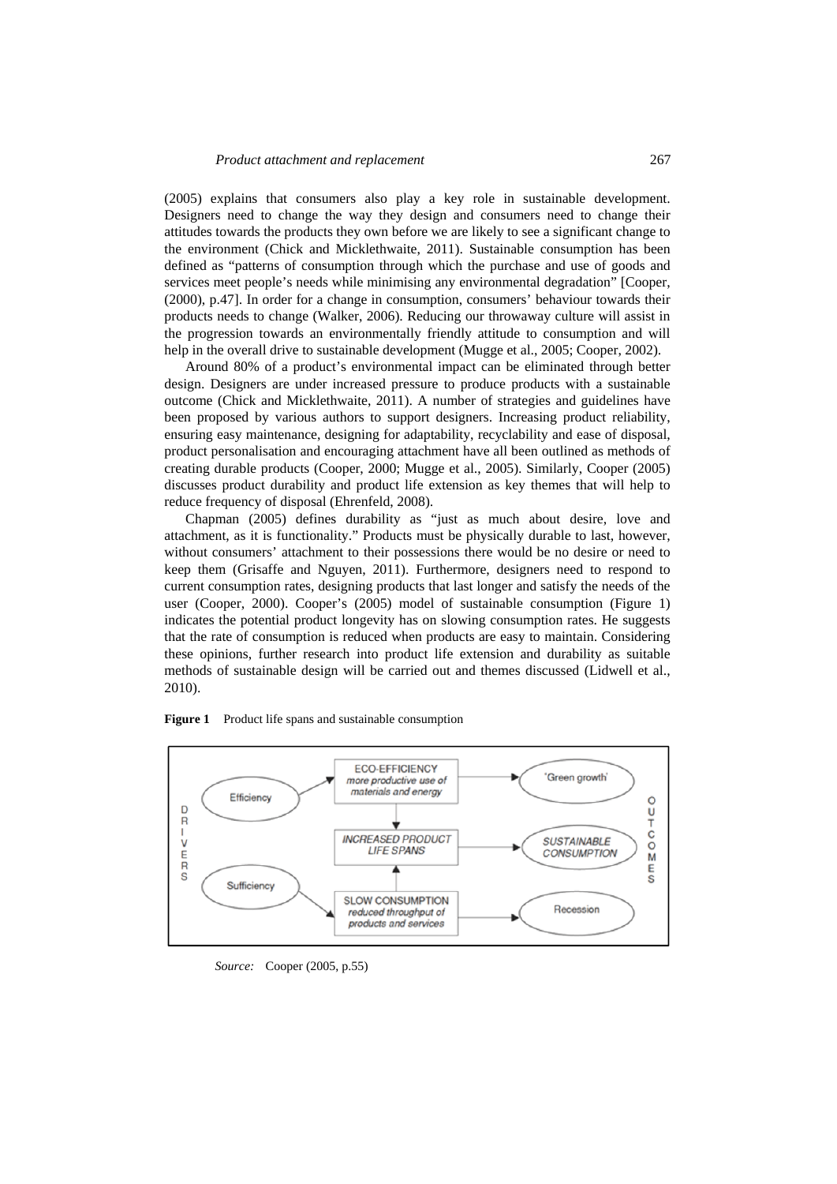(2005) explains that consumers also play a key role in sustainable development. Designers need to change the way they design and consumers need to change their attitudes towards the products they own before we are likely to see a significant change to the environment (Chick and Micklethwaite, 2011). Sustainable consumption has been defined as "patterns of consumption through which the purchase and use of goods and services meet people's needs while minimising any environmental degradation" [Cooper, (2000), p.47]. In order for a change in consumption, consumers' behaviour towards their products needs to change (Walker, 2006). Reducing our throwaway culture will assist in the progression towards an environmentally friendly attitude to consumption and will help in the overall drive to sustainable development (Mugge et al., 2005; Cooper, 2002).

Around 80% of a product's environmental impact can be eliminated through better design. Designers are under increased pressure to produce products with a sustainable outcome (Chick and Micklethwaite, 2011). A number of strategies and guidelines have been proposed by various authors to support designers. Increasing product reliability, ensuring easy maintenance, designing for adaptability, recyclability and ease of disposal, product personalisation and encouraging attachment have all been outlined as methods of creating durable products (Cooper, 2000; Mugge et al., 2005). Similarly, Cooper (2005) discusses product durability and product life extension as key themes that will help to reduce frequency of disposal (Ehrenfeld, 2008).

Chapman (2005) defines durability as "just as much about desire, love and attachment, as it is functionality." Products must be physically durable to last, however, without consumers' attachment to their possessions there would be no desire or need to keep them (Grisaffe and Nguyen, 2011). Furthermore, designers need to respond to current consumption rates, designing products that last longer and satisfy the needs of the user (Cooper, 2000). Cooper's (2005) model of sustainable consumption (Figure 1) indicates the potential product longevity has on slowing consumption rates. He suggests that the rate of consumption is reduced when products are easy to maintain. Considering these opinions, further research into product life extension and durability as suitable methods of sustainable design will be carried out and themes discussed (Lidwell et al., 2010).

**Figure 1** Product life spans and sustainable consumption

*Source:* Cooper (2005, p.55)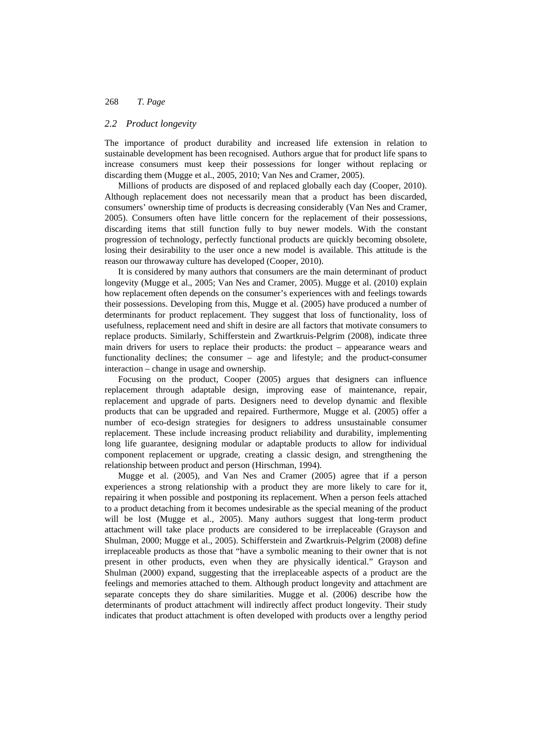### 2.2 Product longevity

The importance of product durability and increased life extension in relation to sustainable development has been recognised. Authors argue that for product life spans to increase consumers must keep their possessions for longer without replacing or discarding them (Mugge et al., 2005, 2010; Van Nes and Cramer, 2005).

Millions of products are disposed of and replaced globally each day (Cooper, 2010). Although replacement does not necessarily mean that a product has been discarded, consumers' ownership time of products is decreasing considerably (Van Nes and Cramer, 2005). Consumers often have little concern for the replacement of their possessions, discarding items that still function fully to buy newer models. With the constant progression of technology, perfectly functional products are quickly becoming obsolete, losing their desirability to the user once a new model is available. This attitude is the reason our throwaway culture has developed (Cooper, 2010).

It is considered by many authors that consumers are the main determinant of product longevity (Mugge et al., 2005; Van Nes and Cramer, 2005). Mugge et al. (2010) explain how replacement often depends on the consumer's experiences with and feelings towards their possessions. Developing from this, Mugge et al. (2005) have produced a number of determinants for product replacement. They suggest that loss of functionality, loss of usefulness, replacement need and shift in desire are all factors that motivate consumers to replace products. Similarly, Schifferstein and Zwartkruis-Pelgrim (2008), indicate three main drivers for users to replace their products: the product – appearance wears and functionality declines; the consumer – age and lifestyle; and the product-consumer interaction – change in usage and ownership.

Focusing on the product, Cooper (2005) argues that designers can influence replacement through adaptable design, improving ease of maintenance, repair, replacement and upgrade of parts. Designers need to develop dynamic and flexible products that can be upgraded and repaired. Furthermore, Mugge et al. (2005) offer a number of eco-design strategies for designers to address unsustainable consumer replacement. These include increasing product reliability and durability, implementing long life guarantee, designing modular or adaptable products to allow for individual component replacement or upgrade, creating a classic design, and strengthening the relationship between product and person (Hirschman, 1994).

Mugge et al. (2005), and Van Nes and Cramer (2005) agree that if a person experiences a strong relationship with a product they are more likely to care for it, repairing it when possible and postponing its replacement. When a person feels attached to a product detaching from it becomes undesirable as the special meaning of the product will be lost (Mugge et al., 2005). Many authors suggest that long-term product attachment will take place products are considered to be irreplaceable (Grayson and Shulman, 2000; Mugge et al., 2005). Schifferstein and Zwartkruis-Pelgrim (2008) define irreplaceable products as those that "have a symbolic meaning to their owner that is not present in other products, even when they are physically identical." Grayson and Shulman (2000) expand, suggesting that the irreplaceable aspects of a product are the feelings and memories attached to them. Although product longevity and attachment are separate concepts they do share similarities. Mugge et al. (2006) describe how the determinants of product attachment will indirectly affect product longevity. Their study indicates that product attachment is often developed with products over a lengthy period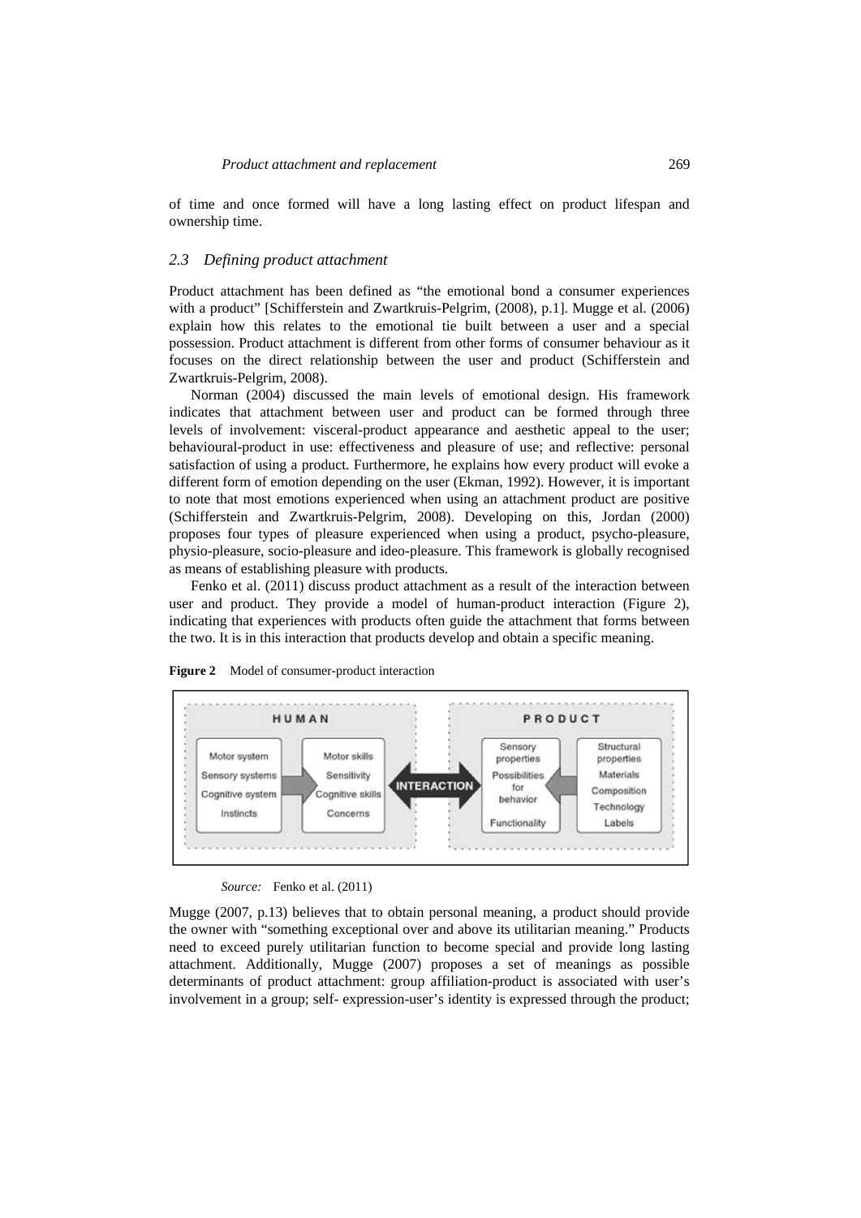of time and once formed will have a long lasting effect on product lifespan and ownership time.

### *2.3 Defining product attachment*

Product attachment has been defined as "the emotional bond a consumer experiences with a product" [Schifferstein and Zwartkruis-Pelgrim, (2008), p.1]. Mugge et al. (2006) explain how this relates to the emotional tie built between a user and a special possession. Product attachment is different from other forms of consumer behaviour as it focuses on the direct relationship between the user and product (Schifferstein and Zwartkruis-Pelgrim, 2008).

Norman (2004) discussed the main levels of emotional design. His framework indicates that attachment between user and product can be formed through three levels of involvement: visceral-product appearance and aesthetic appeal to the user; behavioural-product in use: effectiveness and pleasure of use; and reflective: personal satisfaction of using a product. Furthermore, he explains how every product will evoke a different form of emotion depending on the user (Ekman, 1992). However, it is important to note that most emotions experienced when using an attachment product are positive (Schifferstein and Zwartkruis-Pelgrim, 2008). Developing on this, Jordan (2000) proposes four types of pleasure experienced when using a product, psycho-pleasure, physio-pleasure, socio-pleasure and ideo-pleasure. This framework is globally recognised as means of establishing pleasure with products.

Fenko et al. (2011) discuss product attachment as a result of the interaction between user and product. They provide a model of human-product interaction (Figure 2), indicating that experiences with products often guide the attachment that forms between the two. It is in this interaction that products develop and obtain a specific meaning.

**Figure 2** Model of consumer-product interaction

HUMAN: Motor system, Sensory systems, Cognitive system, Instincts → Motor skills, Sensitivity, Cognitive skills, Concerns

INTERACTION

PRODUCT: Sensory properties, Possibilities for behavior, Functionality ← Structural properties, Materials, Composition, Technology, Labels

*Source:* Fenko et al. (2011)

Mugge (2007, p.13) believes that to obtain personal meaning, a product should provide the owner with "something exceptional over and above its utilitarian meaning." Products need to exceed purely utilitarian function to become special and provide long lasting attachment. Additionally, Mugge (2007) proposes a set of meanings as possible determinants of product attachment: group affiliation-product is associated with user's involvement in a group; self- expression-user's identity is expressed through the product;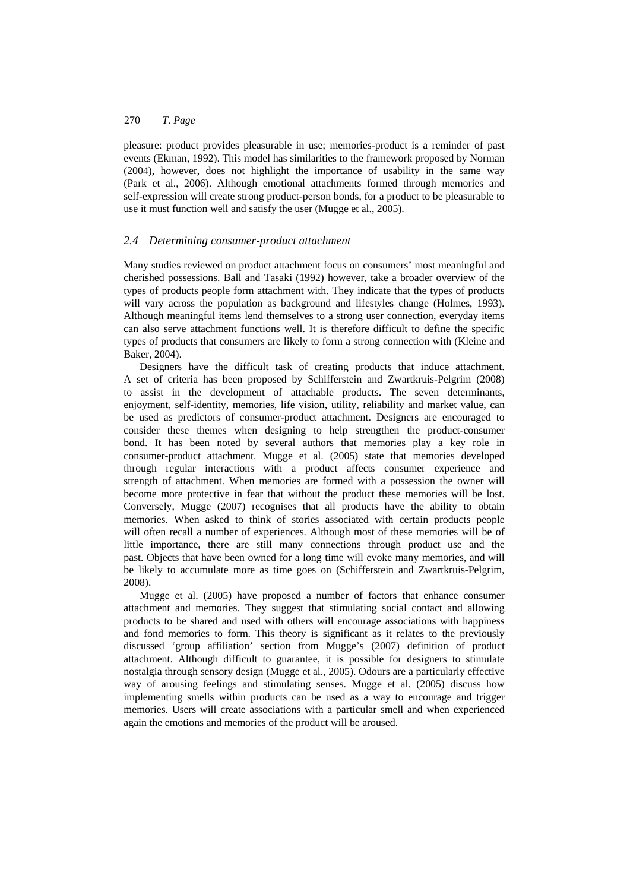pleasure: product provides pleasurable in use; memories-product is a reminder of past events (Ekman, 1992). This model has similarities to the framework proposed by Norman (2004), however, does not highlight the importance of usability in the same way (Park et al., 2006). Although emotional attachments formed through memories and self-expression will create strong product-person bonds, for a product to be pleasurable to use it must function well and satisfy the user (Mugge et al., 2005).

### *2.4 Determining consumer-product attachment*

Many studies reviewed on product attachment focus on consumers' most meaningful and cherished possessions. Ball and Tasaki (1992) however, take a broader overview of the types of products people form attachment with. They indicate that the types of products will vary across the population as background and lifestyles change (Holmes, 1993). Although meaningful items lend themselves to a strong user connection, everyday items can also serve attachment functions well. It is therefore difficult to define the specific types of products that consumers are likely to form a strong connection with (Kleine and Baker, 2004).

Designers have the difficult task of creating products that induce attachment. A set of criteria has been proposed by Schifferstein and Zwartkruis-Pelgrim (2008) to assist in the development of attachable products. The seven determinants, enjoyment, self-identity, memories, life vision, utility, reliability and market value, can be used as predictors of consumer-product attachment. Designers are encouraged to consider these themes when designing to help strengthen the product-consumer bond. It has been noted by several authors that memories play a key role in consumer-product attachment. Mugge et al. (2005) state that memories developed through regular interactions with a product affects consumer experience and strength of attachment. When memories are formed with a possession the owner will become more protective in fear that without the product these memories will be lost. Conversely, Mugge (2007) recognises that all products have the ability to obtain memories. When asked to think of stories associated with certain products people will often recall a number of experiences. Although most of these memories will be of little importance, there are still many connections through product use and the past. Objects that have been owned for a long time will evoke many memories, and will be likely to accumulate more as time goes on (Schifferstein and Zwartkruis-Pelgrim, 2008).

Mugge et al. (2005) have proposed a number of factors that enhance consumer attachment and memories. They suggest that stimulating social contact and allowing products to be shared and used with others will encourage associations with happiness and fond memories to form. This theory is significant as it relates to the previously discussed 'group affiliation' section from Mugge's (2007) definition of product attachment. Although difficult to guarantee, it is possible for designers to stimulate nostalgia through sensory design (Mugge et al., 2005). Odours are a particularly effective way of arousing feelings and stimulating senses. Mugge et al. (2005) discuss how implementing smells within products can be used as a way to encourage and trigger memories. Users will create associations with a particular smell and when experienced again the emotions and memories of the product will be aroused.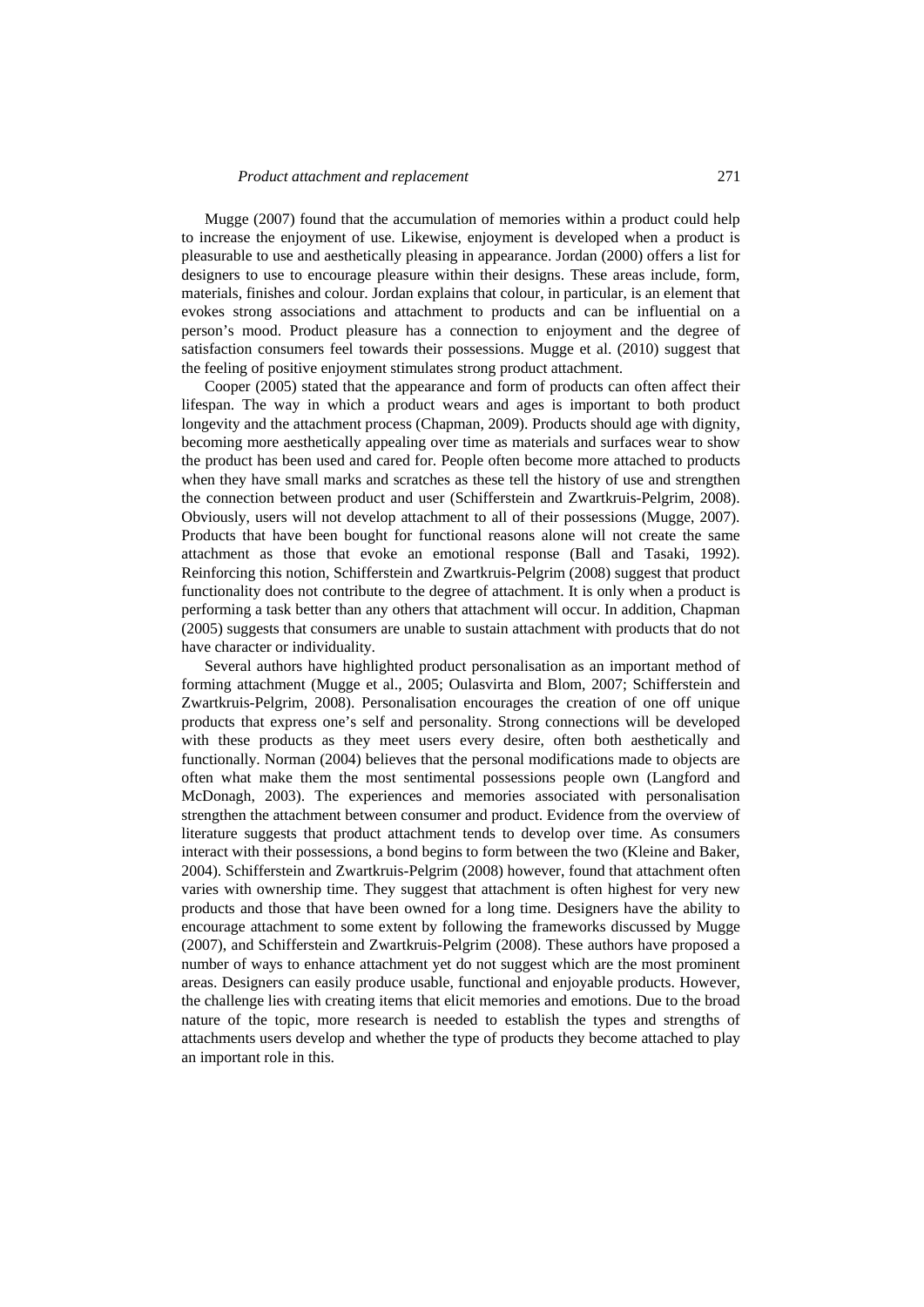Mugge (2007) found that the accumulation of memories within a product could help to increase the enjoyment of use. Likewise, enjoyment is developed when a product is pleasurable to use and aesthetically pleasing in appearance. Jordan (2000) offers a list for designers to use to encourage pleasure within their designs. These areas include, form, materials, finishes and colour. Jordan explains that colour, in particular, is an element that evokes strong associations and attachment to products and can be influential on a person's mood. Product pleasure has a connection to enjoyment and the degree of satisfaction consumers feel towards their possessions. Mugge et al. (2010) suggest that the feeling of positive enjoyment stimulates strong product attachment.

Cooper (2005) stated that the appearance and form of products can often affect their lifespan. The way in which a product wears and ages is important to both product longevity and the attachment process (Chapman, 2009). Products should age with dignity, becoming more aesthetically appealing over time as materials and surfaces wear to show the product has been used and cared for. People often become more attached to products when they have small marks and scratches as these tell the history of use and strengthen the connection between product and user (Schifferstein and Zwartkruis-Pelgrim, 2008). Obviously, users will not develop attachment to all of their possessions (Mugge, 2007). Products that have been bought for functional reasons alone will not create the same attachment as those that evoke an emotional response (Ball and Tasaki, 1992). Reinforcing this notion, Schifferstein and Zwartkruis-Pelgrim (2008) suggest that product functionality does not contribute to the degree of attachment. It is only when a product is performing a task better than any others that attachment will occur. In addition, Chapman (2005) suggests that consumers are unable to sustain attachment with products that do not have character or individuality.

Several authors have highlighted product personalisation as an important method of forming attachment (Mugge et al., 2005; Oulasvirta and Blom, 2007; Schifferstein and Zwartkruis-Pelgrim, 2008). Personalisation encourages the creation of one off unique products that express one's self and personality. Strong connections will be developed with these products as they meet users every desire, often both aesthetically and functionally. Norman (2004) believes that the personal modifications made to objects are often what make them the most sentimental possessions people own (Langford and McDonagh, 2003). The experiences and memories associated with personalisation strengthen the attachment between consumer and product. Evidence from the overview of literature suggests that product attachment tends to develop over time. As consumers interact with their possessions, a bond begins to form between the two (Kleine and Baker, 2004). Schifferstein and Zwartkruis-Pelgrim (2008) however, found that attachment often varies with ownership time. They suggest that attachment is often highest for very new products and those that have been owned for a long time. Designers have the ability to encourage attachment to some extent by following the frameworks discussed by Mugge (2007), and Schifferstein and Zwartkruis-Pelgrim (2008). These authors have proposed a number of ways to enhance attachment yet do not suggest which are the most prominent areas. Designers can easily produce usable, functional and enjoyable products. However, the challenge lies with creating items that elicit memories and emotions. Due to the broad nature of the topic, more research is needed to establish the types and strengths of attachments users develop and whether the type of products they become attached to play an important role in this.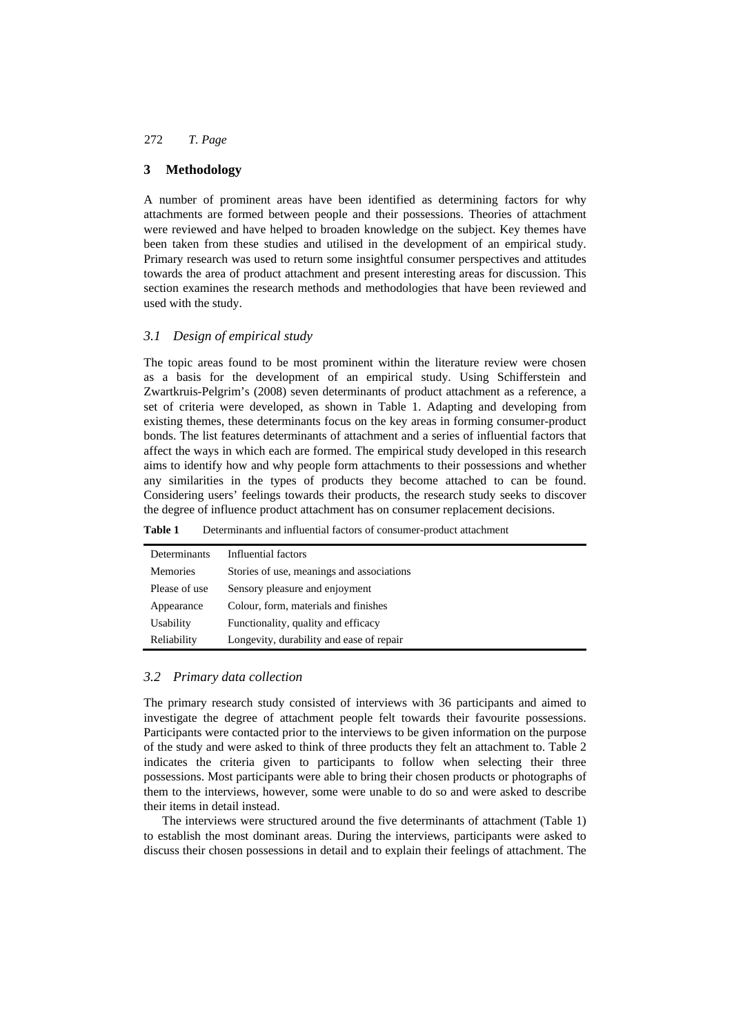## 3 Methodology

A number of prominent areas have been identified as determining factors for why attachments are formed between people and their possessions. Theories of attachment were reviewed and have helped to broaden knowledge on the subject. Key themes have been taken from these studies and utilised in the development of an empirical study. Primary research was used to return some insightful consumer perspectives and attitudes towards the area of product attachment and present interesting areas for discussion. This section examines the research methods and methodologies that have been reviewed and used with the study.

### *3.1 Design of empirical study*

The topic areas found to be most prominent within the literature review were chosen as a basis for the development of an empirical study. Using Schifferstein and Zwartkruis-Pelgrim's (2008) seven determinants of product attachment as a reference, a set of criteria were developed, as shown in Table 1. Adapting and developing from existing themes, these determinants focus on the key areas in forming consumer-product bonds. The list features determinants of attachment and a series of influential factors that affect the ways in which each are formed. The empirical study developed in this research aims to identify how and why people form attachments to their possessions and whether any similarities in the types of products they become attached to can be found. Considering users' feelings towards their products, the research study seeks to discover the degree of influence product attachment has on consumer replacement decisions.

**Table 1** Determinants and influential factors of consumer-product attachment

| Determinants | Influential factors |
|---|---|
| Memories | Stories of use, meanings and associations |
| Please of use | Sensory pleasure and enjoyment |
| Appearance | Colour, form, materials and finishes |
| Usability | Functionality, quality and efficacy |
| Reliability | Longevity, durability and ease of repair |

### *3.2 Primary data collection*

The primary research study consisted of interviews with 36 participants and aimed to investigate the degree of attachment people felt towards their favourite possessions. Participants were contacted prior to the interviews to be given information on the purpose of the study and were asked to think of three products they felt an attachment to. Table 2 indicates the criteria given to participants to follow when selecting their three possessions. Most participants were able to bring their chosen products or photographs of them to the interviews, however, some were unable to do so and were asked to describe their items in detail instead.

The interviews were structured around the five determinants of attachment (Table 1) to establish the most dominant areas. During the interviews, participants were asked to discuss their chosen possessions in detail and to explain their feelings of attachment. The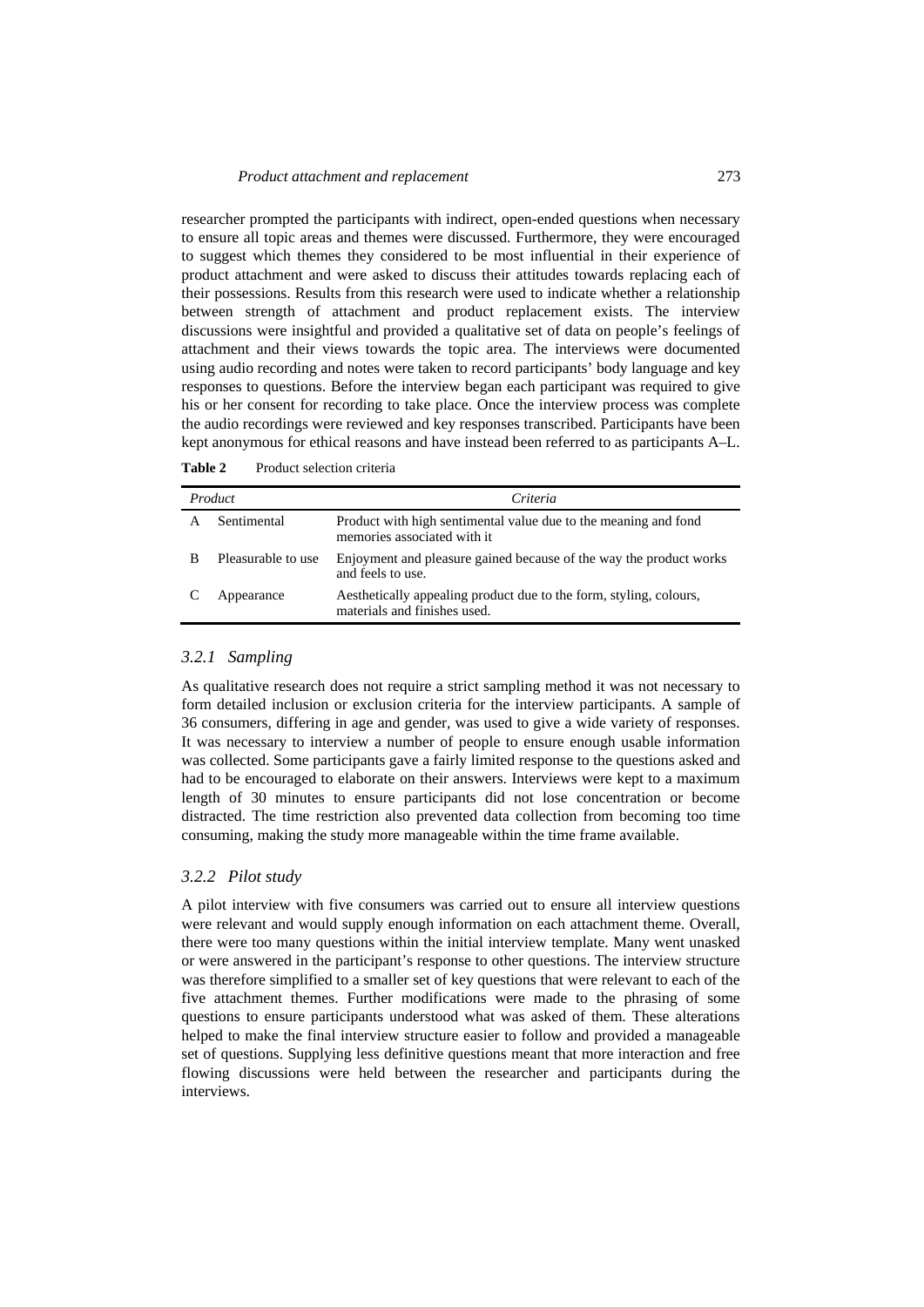researcher prompted the participants with indirect, open-ended questions when necessary to ensure all topic areas and themes were discussed. Furthermore, they were encouraged to suggest which themes they considered to be most influential in their experience of product attachment and were asked to discuss their attitudes towards replacing each of their possessions. Results from this research were used to indicate whether a relationship between strength of attachment and product replacement exists. The interview discussions were insightful and provided a qualitative set of data on people's feelings of attachment and their views towards the topic area. The interviews were documented using audio recording and notes were taken to record participants' body language and key responses to questions. Before the interview began each participant was required to give his or her consent for recording to take place. Once the interview process was complete the audio recordings were reviewed and key responses transcribed. Participants have been kept anonymous for ethical reasons and have instead been referred to as participants A–L.

**Table 2** Product selection criteria

| Product | | Criteria |
|---|---|---|
| A | Sentimental | Product with high sentimental value due to the meaning and fond memories associated with it |
| B | Pleasurable to use | Enjoyment and pleasure gained because of the way the product works and feels to use. |
| C | Appearance | Aesthetically appealing product due to the form, styling, colours, materials and finishes used. |

### *3.2.1 Sampling*

As qualitative research does not require a strict sampling method it was not necessary to form detailed inclusion or exclusion criteria for the interview participants. A sample of 36 consumers, differing in age and gender, was used to give a wide variety of responses. It was necessary to interview a number of people to ensure enough usable information was collected. Some participants gave a fairly limited response to the questions asked and had to be encouraged to elaborate on their answers. Interviews were kept to a maximum length of 30 minutes to ensure participants did not lose concentration or become distracted. The time restriction also prevented data collection from becoming too time consuming, making the study more manageable within the time frame available.

### *3.2.2 Pilot study*

A pilot interview with five consumers was carried out to ensure all interview questions were relevant and would supply enough information on each attachment theme. Overall, there were too many questions within the initial interview template. Many went unasked or were answered in the participant's response to other questions. The interview structure was therefore simplified to a smaller set of key questions that were relevant to each of the five attachment themes. Further modifications were made to the phrasing of some questions to ensure participants understood what was asked of them. These alterations helped to make the final interview structure easier to follow and provided a manageable set of questions. Supplying less definitive questions meant that more interaction and free flowing discussions were held between the researcher and participants during the interviews.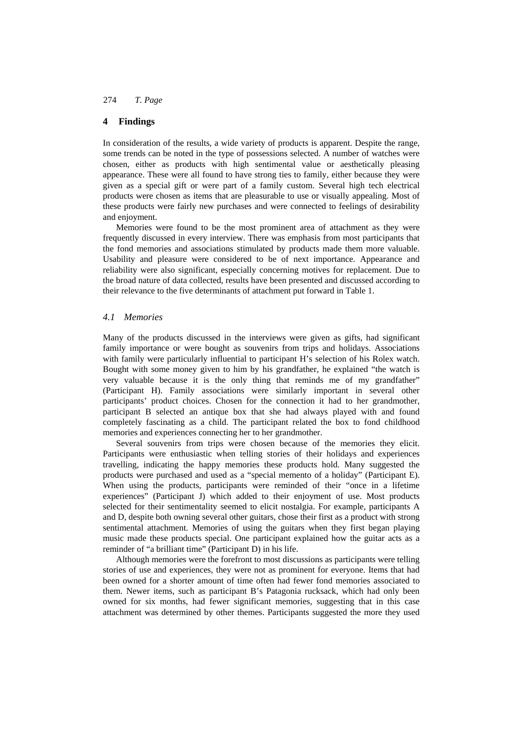## 4 Findings

In consideration of the results, a wide variety of products is apparent. Despite the range, some trends can be noted in the type of possessions selected. A number of watches were chosen, either as products with high sentimental value or aesthetically pleasing appearance. These were all found to have strong ties to family, either because they were given as a special gift or were part of a family custom. Several high tech electrical products were chosen as items that are pleasurable to use or visually appealing. Most of these products were fairly new purchases and were connected to feelings of desirability and enjoyment.

Memories were found to be the most prominent area of attachment as they were frequently discussed in every interview. There was emphasis from most participants that the fond memories and associations stimulated by products made them more valuable. Usability and pleasure were considered to be of next importance. Appearance and reliability were also significant, especially concerning motives for replacement. Due to the broad nature of data collected, results have been presented and discussed according to their relevance to the five determinants of attachment put forward in Table 1.

### *4.1 Memories*

Many of the products discussed in the interviews were given as gifts, had significant family importance or were bought as souvenirs from trips and holidays. Associations with family were particularly influential to participant H's selection of his Rolex watch. Bought with some money given to him by his grandfather, he explained "the watch is very valuable because it is the only thing that reminds me of my grandfather" (Participant H). Family associations were similarly important in several other participants' product choices. Chosen for the connection it had to her grandmother, participant B selected an antique box that she had always played with and found completely fascinating as a child. The participant related the box to fond childhood memories and experiences connecting her to her grandmother.

Several souvenirs from trips were chosen because of the memories they elicit. Participants were enthusiastic when telling stories of their holidays and experiences travelling, indicating the happy memories these products hold. Many suggested the products were purchased and used as a "special memento of a holiday" (Participant E). When using the products, participants were reminded of their "once in a lifetime experiences" (Participant J) which added to their enjoyment of use. Most products selected for their sentimentality seemed to elicit nostalgia. For example, participants A and D, despite both owning several other guitars, chose their first as a product with strong sentimental attachment. Memories of using the guitars when they first began playing music made these products special. One participant explained how the guitar acts as a reminder of "a brilliant time" (Participant D) in his life.

Although memories were the forefront to most discussions as participants were telling stories of use and experiences, they were not as prominent for everyone. Items that had been owned for a shorter amount of time often had fewer fond memories associated to them. Newer items, such as participant B's Patagonia rucksack, which had only been owned for six months, had fewer significant memories, suggesting that in this case attachment was determined by other themes. Participants suggested the more they used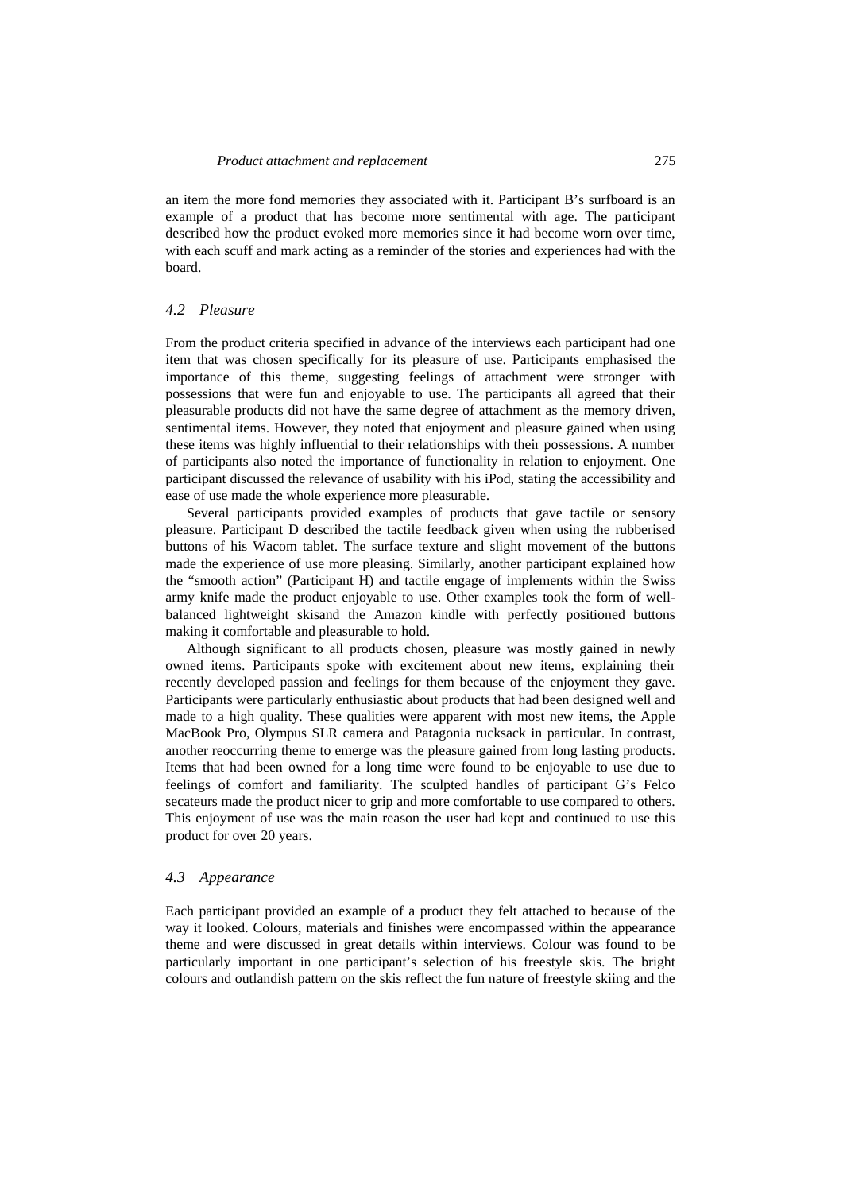an item the more fond memories they associated with it. Participant B's surfboard is an example of a product that has become more sentimental with age. The participant described how the product evoked more memories since it had become worn over time, with each scuff and mark acting as a reminder of the stories and experiences had with the board.

### *4.2 Pleasure*

From the product criteria specified in advance of the interviews each participant had one item that was chosen specifically for its pleasure of use. Participants emphasised the importance of this theme, suggesting feelings of attachment were stronger with possessions that were fun and enjoyable to use. The participants all agreed that their pleasurable products did not have the same degree of attachment as the memory driven, sentimental items. However, they noted that enjoyment and pleasure gained when using these items was highly influential to their relationships with their possessions. A number of participants also noted the importance of functionality in relation to enjoyment. One participant discussed the relevance of usability with his iPod, stating the accessibility and ease of use made the whole experience more pleasurable.

Several participants provided examples of products that gave tactile or sensory pleasure. Participant D described the tactile feedback given when using the rubberised buttons of his Wacom tablet. The surface texture and slight movement of the buttons made the experience of use more pleasing. Similarly, another participant explained how the "smooth action" (Participant H) and tactile engage of implements within the Swiss army knife made the product enjoyable to use. Other examples took the form of well-balanced lightweight skisand the Amazon kindle with perfectly positioned buttons making it comfortable and pleasurable to hold.

Although significant to all products chosen, pleasure was mostly gained in newly owned items. Participants spoke with excitement about new items, explaining their recently developed passion and feelings for them because of the enjoyment they gave. Participants were particularly enthusiastic about products that had been designed well and made to a high quality. These qualities were apparent with most new items, the Apple MacBook Pro, Olympus SLR camera and Patagonia rucksack in particular. In contrast, another reoccurring theme to emerge was the pleasure gained from long lasting products. Items that had been owned for a long time were found to be enjoyable to use due to feelings of comfort and familiarity. The sculpted handles of participant G's Felco secateurs made the product nicer to grip and more comfortable to use compared to others. This enjoyment of use was the main reason the user had kept and continued to use this product for over 20 years.

### *4.3 Appearance*

Each participant provided an example of a product they felt attached to because of the way it looked. Colours, materials and finishes were encompassed within the appearance theme and were discussed in great details within interviews. Colour was found to be particularly important in one participant's selection of his freestyle skis. The bright colours and outlandish pattern on the skis reflect the fun nature of freestyle skiing and the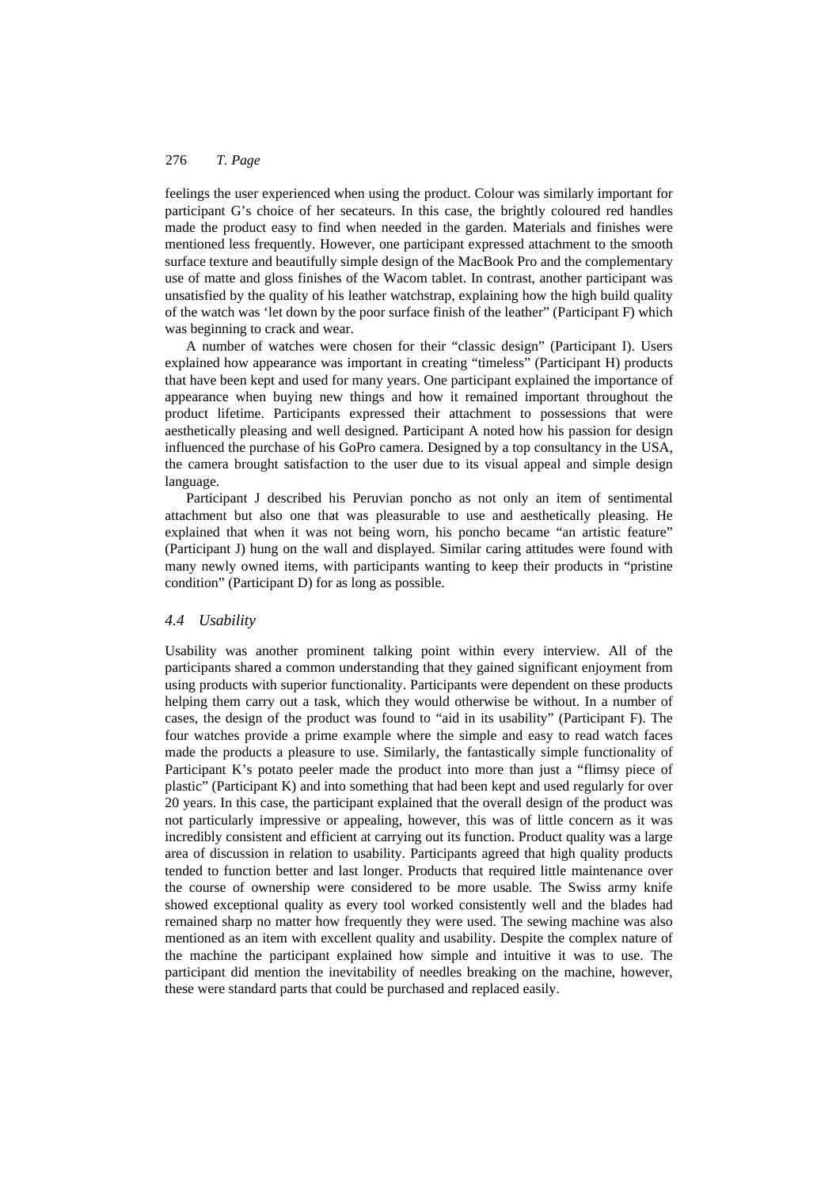feelings the user experienced when using the product. Colour was similarly important for participant G's choice of her secateurs. In this case, the brightly coloured red handles made the product easy to find when needed in the garden. Materials and finishes were mentioned less frequently. However, one participant expressed attachment to the smooth surface texture and beautifully simple design of the MacBook Pro and the complementary use of matte and gloss finishes of the Wacom tablet. In contrast, another participant was unsatisfied by the quality of his leather watchstrap, explaining how the high build quality of the watch was 'let down by the poor surface finish of the leather" (Participant F) which was beginning to crack and wear.

A number of watches were chosen for their "classic design" (Participant I). Users explained how appearance was important in creating "timeless" (Participant H) products that have been kept and used for many years. One participant explained the importance of appearance when buying new things and how it remained important throughout the product lifetime. Participants expressed their attachment to possessions that were aesthetically pleasing and well designed. Participant A noted how his passion for design influenced the purchase of his GoPro camera. Designed by a top consultancy in the USA, the camera brought satisfaction to the user due to its visual appeal and simple design language.

Participant J described his Peruvian poncho as not only an item of sentimental attachment but also one that was pleasurable to use and aesthetically pleasing. He explained that when it was not being worn, his poncho became "an artistic feature" (Participant J) hung on the wall and displayed. Similar caring attitudes were found with many newly owned items, with participants wanting to keep their products in "pristine condition" (Participant D) for as long as possible.

### *4.4 Usability*

Usability was another prominent talking point within every interview. All of the participants shared a common understanding that they gained significant enjoyment from using products with superior functionality. Participants were dependent on these products helping them carry out a task, which they would otherwise be without. In a number of cases, the design of the product was found to "aid in its usability" (Participant F). The four watches provide a prime example where the simple and easy to read watch faces made the products a pleasure to use. Similarly, the fantastically simple functionality of Participant K's potato peeler made the product into more than just a "flimsy piece of plastic" (Participant K) and into something that had been kept and used regularly for over 20 years. In this case, the participant explained that the overall design of the product was not particularly impressive or appealing, however, this was of little concern as it was incredibly consistent and efficient at carrying out its function. Product quality was a large area of discussion in relation to usability. Participants agreed that high quality products tended to function better and last longer. Products that required little maintenance over the course of ownership were considered to be more usable. The Swiss army knife showed exceptional quality as every tool worked consistently well and the blades had remained sharp no matter how frequently they were used. The sewing machine was also mentioned as an item with excellent quality and usability. Despite the complex nature of the machine the participant explained how simple and intuitive it was to use. The participant did mention the inevitability of needles breaking on the machine, however, these were standard parts that could be purchased and replaced easily.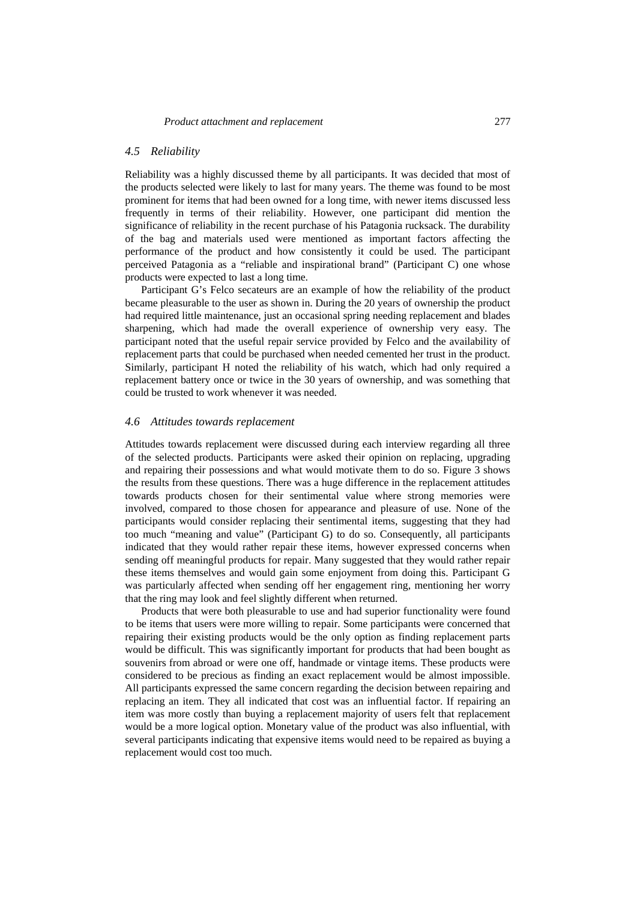### *4.5 Reliability*

Reliability was a highly discussed theme by all participants. It was decided that most of the products selected were likely to last for many years. The theme was found to be most prominent for items that had been owned for a long time, with newer items discussed less frequently in terms of their reliability. However, one participant did mention the significance of reliability in the recent purchase of his Patagonia rucksack. The durability of the bag and materials used were mentioned as important factors affecting the performance of the product and how consistently it could be used. The participant perceived Patagonia as a "reliable and inspirational brand" (Participant C) one whose products were expected to last a long time.

Participant G's Felco secateurs are an example of how the reliability of the product became pleasurable to the user as shown in. During the 20 years of ownership the product had required little maintenance, just an occasional spring needing replacement and blades sharpening, which had made the overall experience of ownership very easy. The participant noted that the useful repair service provided by Felco and the availability of replacement parts that could be purchased when needed cemented her trust in the product. Similarly, participant H noted the reliability of his watch, which had only required a replacement battery once or twice in the 30 years of ownership, and was something that could be trusted to work whenever it was needed.

### *4.6 Attitudes towards replacement*

Attitudes towards replacement were discussed during each interview regarding all three of the selected products. Participants were asked their opinion on replacing, upgrading and repairing their possessions and what would motivate them to do so. Figure 3 shows the results from these questions. There was a huge difference in the replacement attitudes towards products chosen for their sentimental value where strong memories were involved, compared to those chosen for appearance and pleasure of use. None of the participants would consider replacing their sentimental items, suggesting that they had too much "meaning and value" (Participant G) to do so. Consequently, all participants indicated that they would rather repair these items, however expressed concerns when sending off meaningful products for repair. Many suggested that they would rather repair these items themselves and would gain some enjoyment from doing this. Participant G was particularly affected when sending off her engagement ring, mentioning her worry that the ring may look and feel slightly different when returned.

Products that were both pleasurable to use and had superior functionality were found to be items that users were more willing to repair. Some participants were concerned that repairing their existing products would be the only option as finding replacement parts would be difficult. This was significantly important for products that had been bought as souvenirs from abroad or were one off, handmade or vintage items. These products were considered to be precious as finding an exact replacement would be almost impossible. All participants expressed the same concern regarding the decision between repairing and replacing an item. They all indicated that cost was an influential factor. If repairing an item was more costly than buying a replacement majority of users felt that replacement would be a more logical option. Monetary value of the product was also influential, with several participants indicating that expensive items would need to be repaired as buying a replacement would cost too much.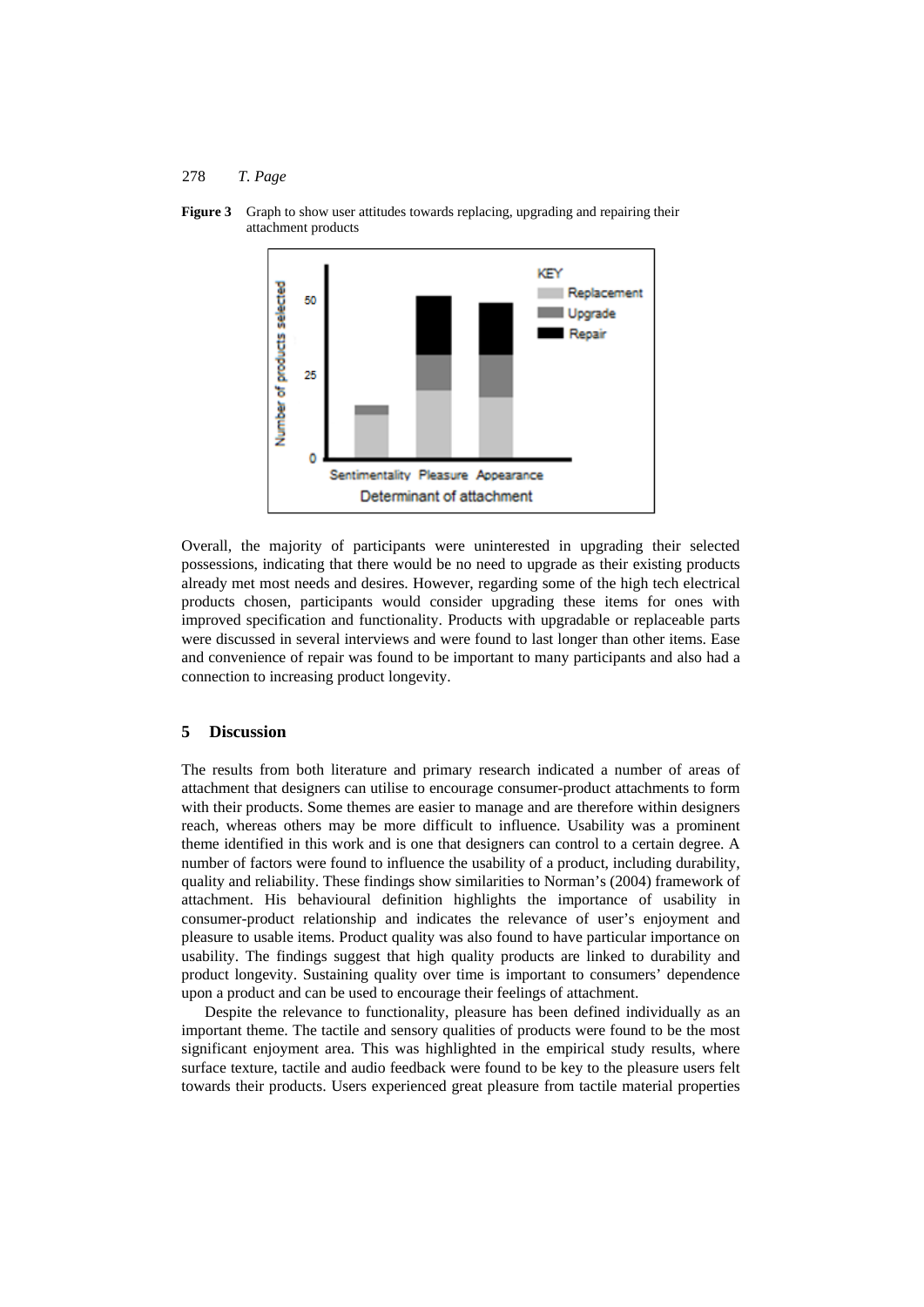**Figure 3** Graph to show user attitudes towards replacing, upgrading and repairing their attachment products

Overall, the majority of participants were uninterested in upgrading their selected possessions, indicating that there would be no need to upgrade as their existing products already met most needs and desires. However, regarding some of the high tech electrical products chosen, participants would consider upgrading these items for ones with improved specification and functionality. Products with upgradable or replaceable parts were discussed in several interviews and were found to last longer than other items. Ease and convenience of repair was found to be important to many participants and also had a connection to increasing product longevity.

## 5 Discussion

The results from both literature and primary research indicated a number of areas of attachment that designers can utilise to encourage consumer-product attachments to form with their products. Some themes are easier to manage and are therefore within designers reach, whereas others may be more difficult to influence. Usability was a prominent theme identified in this work and is one that designers can control to a certain degree. A number of factors were found to influence the usability of a product, including durability, quality and reliability. These findings show similarities to Norman's (2004) framework of attachment. His behavioural definition highlights the importance of usability in consumer-product relationship and indicates the relevance of user's enjoyment and pleasure to usable items. Product quality was also found to have particular importance on usability. The findings suggest that high quality products are linked to durability and product longevity. Sustaining quality over time is important to consumers' dependence upon a product and can be used to encourage their feelings of attachment.

Despite the relevance to functionality, pleasure has been defined individually as an important theme. The tactile and sensory qualities of products were found to be the most significant enjoyment area. This was highlighted in the empirical study results, where surface texture, tactile and audio feedback were found to be key to the pleasure users felt towards their products. Users experienced great pleasure from tactile material properties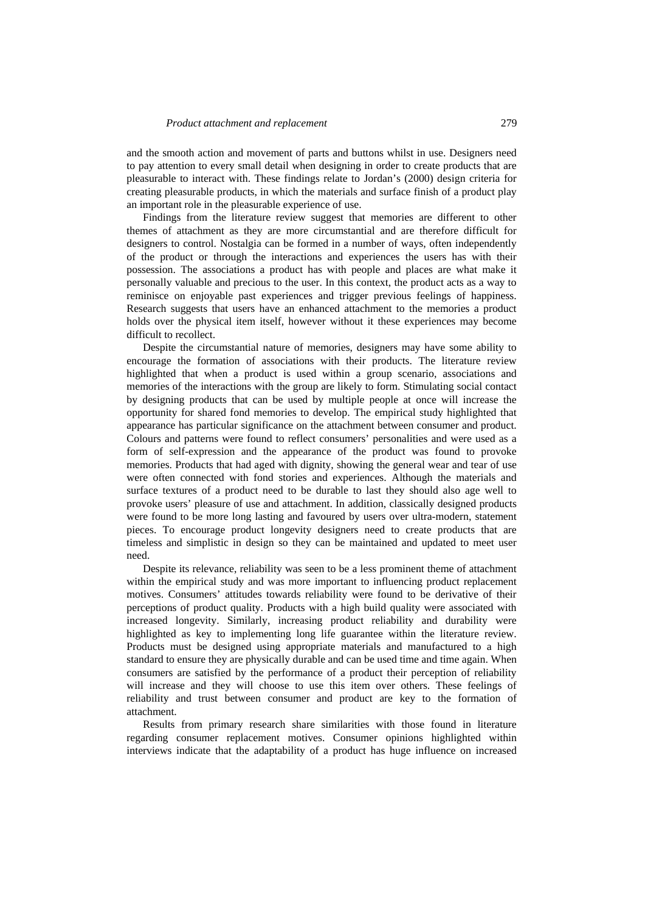and the smooth action and movement of parts and buttons whilst in use. Designers need to pay attention to every small detail when designing in order to create products that are pleasurable to interact with. These findings relate to Jordan's (2000) design criteria for creating pleasurable products, in which the materials and surface finish of a product play an important role in the pleasurable experience of use.

Findings from the literature review suggest that memories are different to other themes of attachment as they are more circumstantial and are therefore difficult for designers to control. Nostalgia can be formed in a number of ways, often independently of the product or through the interactions and experiences the users has with their possession. The associations a product has with people and places are what make it personally valuable and precious to the user. In this context, the product acts as a way to reminisce on enjoyable past experiences and trigger previous feelings of happiness. Research suggests that users have an enhanced attachment to the memories a product holds over the physical item itself, however without it these experiences may become difficult to recollect.

Despite the circumstantial nature of memories, designers may have some ability to encourage the formation of associations with their products. The literature review highlighted that when a product is used within a group scenario, associations and memories of the interactions with the group are likely to form. Stimulating social contact by designing products that can be used by multiple people at once will increase the opportunity for shared fond memories to develop. The empirical study highlighted that appearance has particular significance on the attachment between consumer and product. Colours and patterns were found to reflect consumers' personalities and were used as a form of self-expression and the appearance of the product was found to provoke memories. Products that had aged with dignity, showing the general wear and tear of use were often connected with fond stories and experiences. Although the materials and surface textures of a product need to be durable to last they should also age well to provoke users' pleasure of use and attachment. In addition, classically designed products were found to be more long lasting and favoured by users over ultra-modern, statement pieces. To encourage product longevity designers need to create products that are timeless and simplistic in design so they can be maintained and updated to meet user need.

Despite its relevance, reliability was seen to be a less prominent theme of attachment within the empirical study and was more important to influencing product replacement motives. Consumers' attitudes towards reliability were found to be derivative of their perceptions of product quality. Products with a high build quality were associated with increased longevity. Similarly, increasing product reliability and durability were highlighted as key to implementing long life guarantee within the literature review. Products must be designed using appropriate materials and manufactured to a high standard to ensure they are physically durable and can be used time and time again. When consumers are satisfied by the performance of a product their perception of reliability will increase and they will choose to use this item over others. These feelings of reliability and trust between consumer and product are key to the formation of attachment.

Results from primary research share similarities with those found in literature regarding consumer replacement motives. Consumer opinions highlighted within interviews indicate that the adaptability of a product has huge influence on increased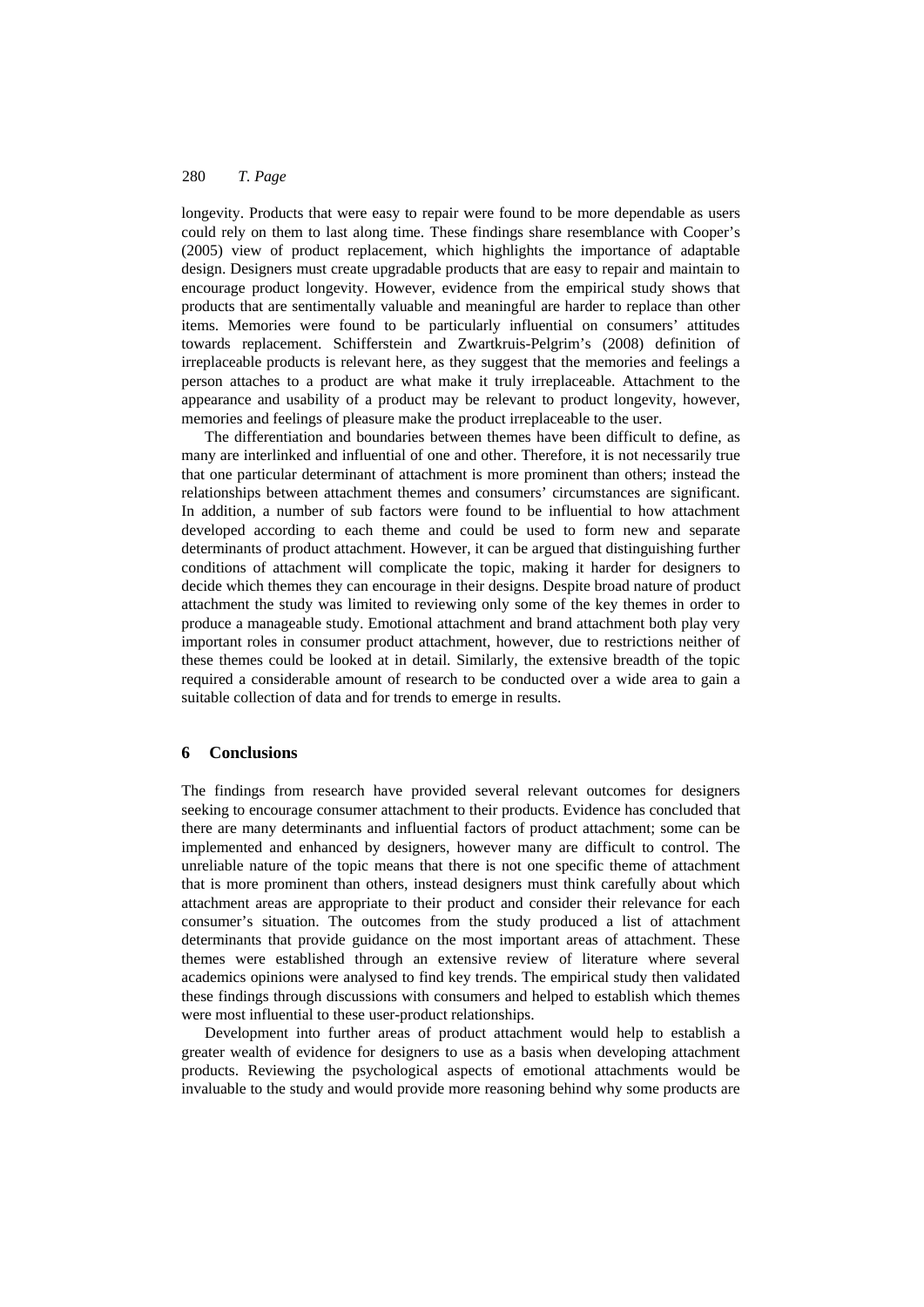longevity. Products that were easy to repair were found to be more dependable as users could rely on them to last along time. These findings share resemblance with Cooper's (2005) view of product replacement, which highlights the importance of adaptable design. Designers must create upgradable products that are easy to repair and maintain to encourage product longevity. However, evidence from the empirical study shows that products that are sentimentally valuable and meaningful are harder to replace than other items. Memories were found to be particularly influential on consumers' attitudes towards replacement. Schifferstein and Zwartkruis-Pelgrim's (2008) definition of irreplaceable products is relevant here, as they suggest that the memories and feelings a person attaches to a product are what make it truly irreplaceable. Attachment to the appearance and usability of a product may be relevant to product longevity, however, memories and feelings of pleasure make the product irreplaceable to the user.

The differentiation and boundaries between themes have been difficult to define, as many are interlinked and influential of one and other. Therefore, it is not necessarily true that one particular determinant of attachment is more prominent than others; instead the relationships between attachment themes and consumers' circumstances are significant. In addition, a number of sub factors were found to be influential to how attachment developed according to each theme and could be used to form new and separate determinants of product attachment. However, it can be argued that distinguishing further conditions of attachment will complicate the topic, making it harder for designers to decide which themes they can encourage in their designs. Despite broad nature of product attachment the study was limited to reviewing only some of the key themes in order to produce a manageable study. Emotional attachment and brand attachment both play very important roles in consumer product attachment, however, due to restrictions neither of these themes could be looked at in detail. Similarly, the extensive breadth of the topic required a considerable amount of research to be conducted over a wide area to gain a suitable collection of data and for trends to emerge in results.

## 6 Conclusions

The findings from research have provided several relevant outcomes for designers seeking to encourage consumer attachment to their products. Evidence has concluded that there are many determinants and influential factors of product attachment; some can be implemented and enhanced by designers, however many are difficult to control. The unreliable nature of the topic means that there is not one specific theme of attachment that is more prominent than others, instead designers must think carefully about which attachment areas are appropriate to their product and consider their relevance for each consumer's situation. The outcomes from the study produced a list of attachment determinants that provide guidance on the most important areas of attachment. These themes were established through an extensive review of literature where several academics opinions were analysed to find key trends. The empirical study then validated these findings through discussions with consumers and helped to establish which themes were most influential to these user-product relationships.

Development into further areas of product attachment would help to establish a greater wealth of evidence for designers to use as a basis when developing attachment products. Reviewing the psychological aspects of emotional attachments would be invaluable to the study and would provide more reasoning behind why some products are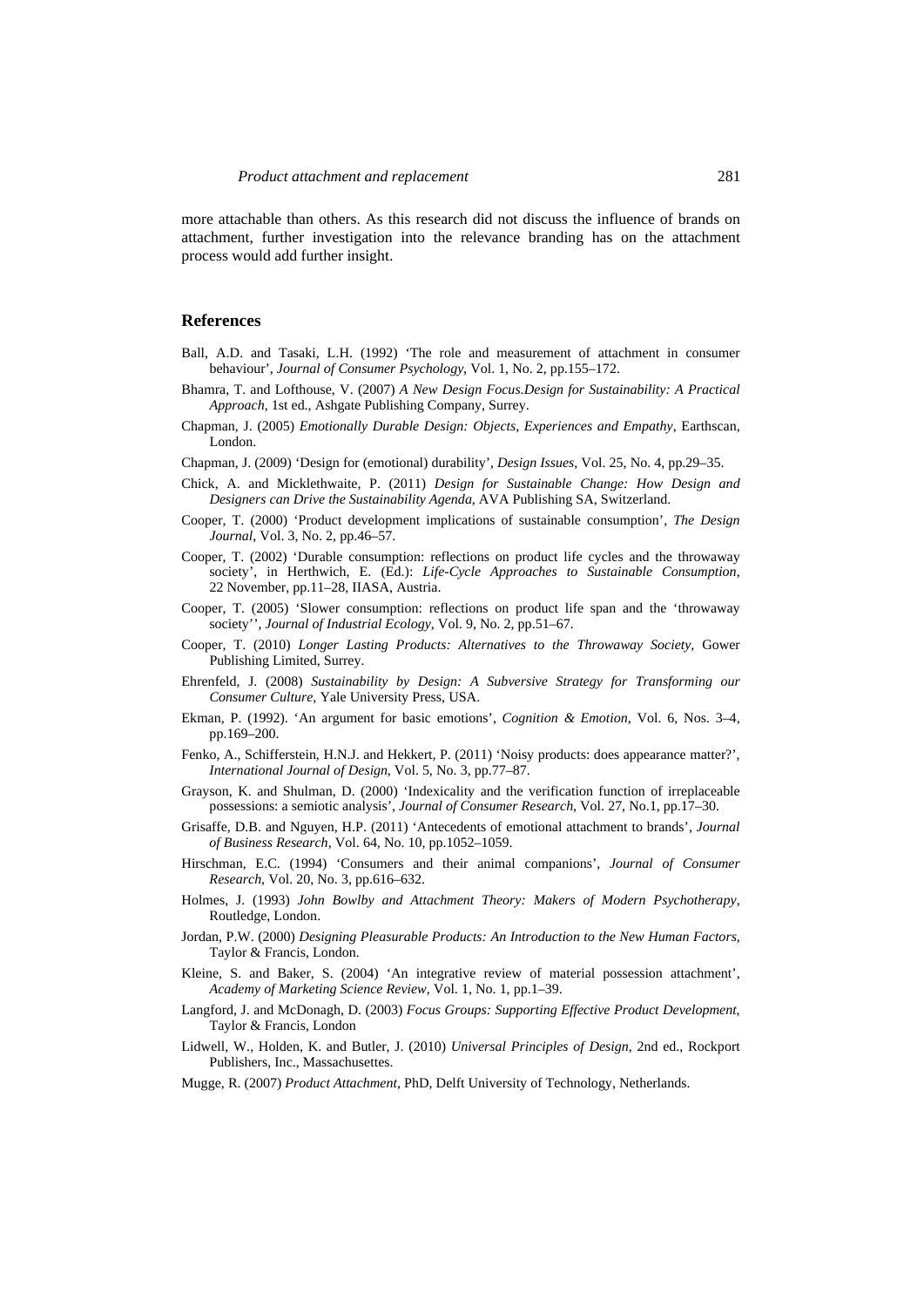more attachable than others. As this research did not discuss the influence of brands on attachment, further investigation into the relevance branding has on the attachment process would add further insight.

## References

Ball, A.D. and Tasaki, L.H. (1992) 'The role and measurement of attachment in consumer behaviour', *Journal of Consumer Psychology*, Vol. 1, No. 2, pp.155–172.

Bhamra, T. and Lofthouse, V. (2007) *A New Design Focus.Design for Sustainability: A Practical Approach*, 1st ed., Ashgate Publishing Company, Surrey.

Chapman, J. (2005) *Emotionally Durable Design: Objects, Experiences and Empathy*, Earthscan, London.

Chapman, J. (2009) 'Design for (emotional) durability', *Design Issues*, Vol. 25, No. 4, pp.29–35.

Chick, A. and Micklethwaite, P. (2011) *Design for Sustainable Change: How Design and Designers can Drive the Sustainability Agenda*, AVA Publishing SA, Switzerland.

Cooper, T. (2000) 'Product development implications of sustainable consumption', *The Design Journal*, Vol. 3, No. 2, pp.46–57.

Cooper, T. (2002) 'Durable consumption: reflections on product life cycles and the throwaway society', in Herthwich, E. (Ed.): *Life-Cycle Approaches to Sustainable Consumption*, 22 November, pp.11–28, IIASA, Austria.

Cooper, T. (2005) 'Slower consumption: reflections on product life span and the 'throwaway society'', *Journal of Industrial Ecology*, Vol. 9, No. 2, pp.51–67.

Cooper, T. (2010) *Longer Lasting Products: Alternatives to the Throwaway Society*, Gower Publishing Limited, Surrey.

Ehrenfeld, J. (2008) *Sustainability by Design: A Subversive Strategy for Transforming our Consumer Culture*, Yale University Press, USA.

Ekman, P. (1992). 'An argument for basic emotions', *Cognition & Emotion*, Vol. 6, Nos. 3–4, pp.169–200.

Fenko, A., Schifferstein, H.N.J. and Hekkert, P. (2011) 'Noisy products: does appearance matter?', *International Journal of Design*, Vol. 5, No. 3, pp.77–87.

Grayson, K. and Shulman, D. (2000) 'Indexicality and the verification function of irreplaceable possessions: a semiotic analysis', *Journal of Consumer Research*, Vol. 27, No.1, pp.17–30.

Grisaffe, D.B. and Nguyen, H.P. (2011) 'Antecedents of emotional attachment to brands', *Journal of Business Research*, Vol. 64, No. 10, pp.1052–1059.

Hirschman, E.C. (1994) 'Consumers and their animal companions', *Journal of Consumer Research*, Vol. 20, No. 3, pp.616–632.

Holmes, J. (1993) *John Bowlby and Attachment Theory: Makers of Modern Psychotherapy*, Routledge, London.

Jordan, P.W. (2000) *Designing Pleasurable Products: An Introduction to the New Human Factors*, Taylor & Francis, London.

Kleine, S. and Baker, S. (2004) 'An integrative review of material possession attachment', *Academy of Marketing Science Review*, Vol. 1, No. 1, pp.1–39.

Langford, J. and McDonagh, D. (2003) *Focus Groups: Supporting Effective Product Development*, Taylor & Francis, London

Lidwell, W., Holden, K. and Butler, J. (2010) *Universal Principles of Design*, 2nd ed., Rockport Publishers, Inc., Massachusettes.

Mugge, R. (2007) *Product Attachment*, PhD, Delft University of Technology, Netherlands.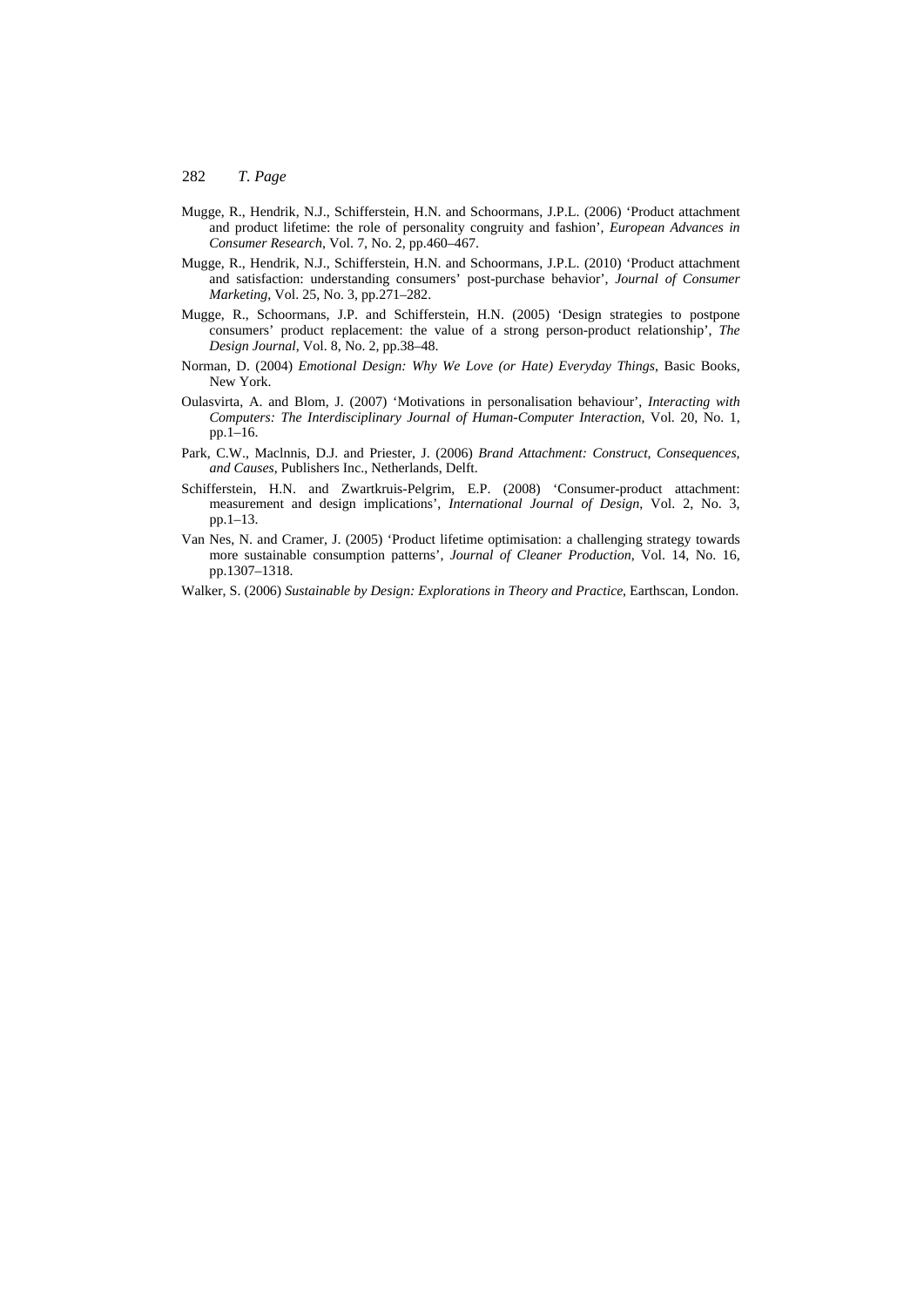Mugge, R., Hendrik, N.J., Schifferstein, H.N. and Schoormans, J.P.L. (2006) 'Product attachment and product lifetime: the role of personality congruity and fashion', *European Advances in Consumer Research*, Vol. 7, No. 2, pp.460–467.

Mugge, R., Hendrik, N.J., Schifferstein, H.N. and Schoormans, J.P.L. (2010) 'Product attachment and satisfaction: understanding consumers' post-purchase behavior', *Journal of Consumer Marketing*, Vol. 25, No. 3, pp.271–282.

Mugge, R., Schoormans, J.P. and Schifferstein, H.N. (2005) 'Design strategies to postpone consumers' product replacement: the value of a strong person-product relationship', *The Design Journal*, Vol. 8, No. 2, pp.38–48.

Norman, D. (2004) *Emotional Design: Why We Love (or Hate) Everyday Things*, Basic Books, New York.

Oulasvirta, A. and Blom, J. (2007) 'Motivations in personalisation behaviour', *Interacting with Computers: The Interdisciplinary Journal of Human-Computer Interaction*, Vol. 20, No. 1, pp.1–16.

Park, C.W., Maclnnis, D.J. and Priester, J. (2006) *Brand Attachment: Construct, Consequences, and Causes*, Publishers Inc., Netherlands, Delft.

Schifferstein, H.N. and Zwartkruis-Pelgrim, E.P. (2008) 'Consumer-product attachment: measurement and design implications', *International Journal of Design*, Vol. 2, No. 3, pp.1–13.

Van Nes, N. and Cramer, J. (2005) 'Product lifetime optimisation: a challenging strategy towards more sustainable consumption patterns', *Journal of Cleaner Production*, Vol. 14, No. 16, pp.1307–1318.

Walker, S. (2006) *Sustainable by Design: Explorations in Theory and Practice*, Earthscan, London.